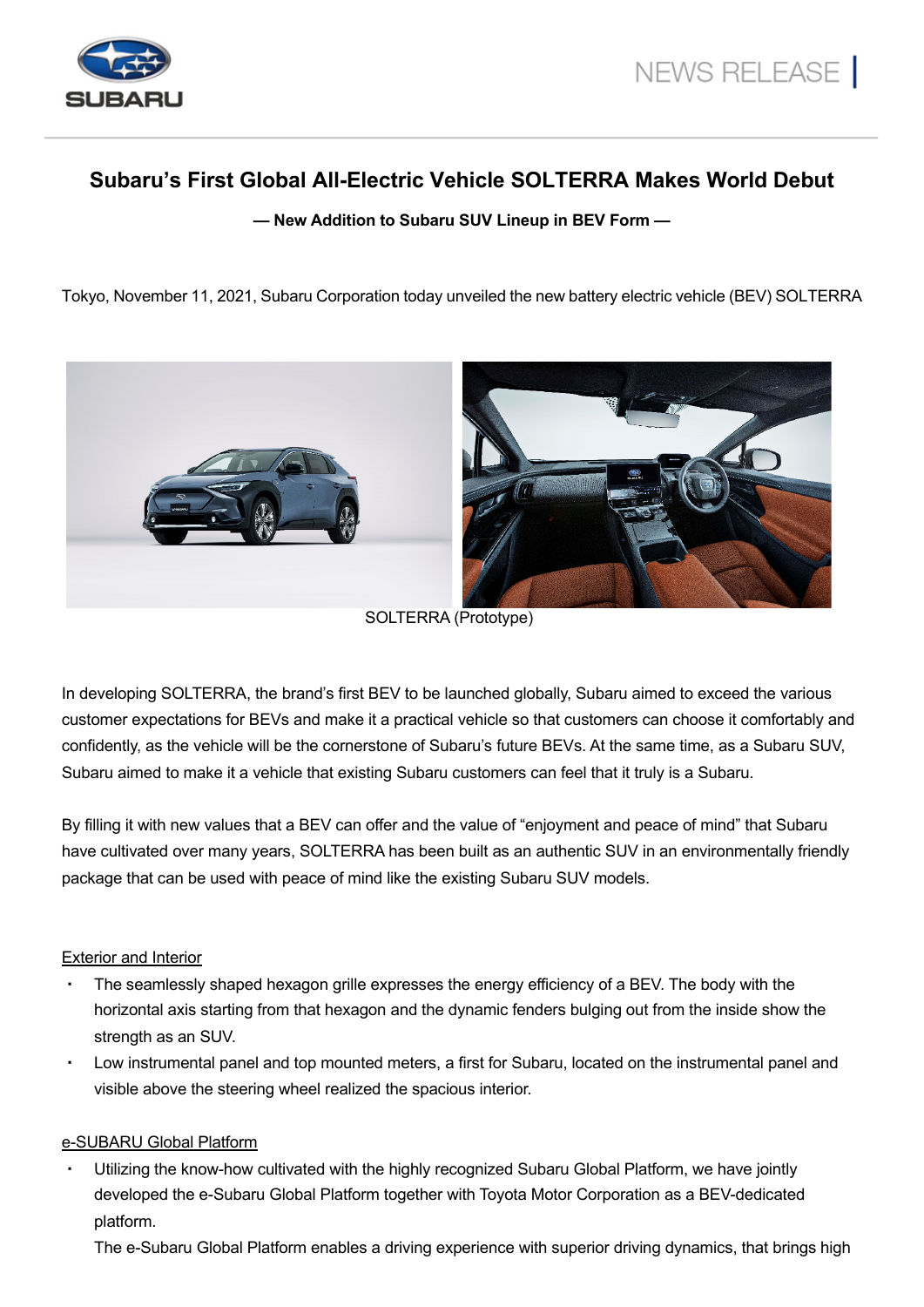# Subaru's First Global All-Electric Vehicle SOLTERRA Makes World Debut

**— New Addition to Subaru SUV Lineup in BEV Form —**

Tokyo, November 11, 2021, Subaru Corporation today unveiled the new battery electric vehicle (BEV) SOLTERRA

SOLTERRA (Prototype)

In developing SOLTERRA, the brand's first BEV to be launched globally, Subaru aimed to exceed the various customer expectations for BEVs and make it a practical vehicle so that customers can choose it comfortably and confidently, as the vehicle will be the cornerstone of Subaru's future BEVs. At the same time, as a Subaru SUV, Subaru aimed to make it a vehicle that existing Subaru customers can feel that it truly is a Subaru.

By filling it with new values that a BEV can offer and the value of "enjoyment and peace of mind" that Subaru have cultivated over many years, SOLTERRA has been built as an authentic SUV in an environmentally friendly package that can be used with peace of mind like the existing Subaru SUV models.

## Exterior and Interior

- The seamlessly shaped hexagon grille expresses the energy efficiency of a BEV. The body with the horizontal axis starting from that hexagon and the dynamic fenders bulging out from the inside show the strength as an SUV.
- Low instrumental panel and top mounted meters, a first for Subaru, located on the instrumental panel and visible above the steering wheel realized the spacious interior.

## e-SUBARU Global Platform

- Utilizing the know-how cultivated with the highly recognized Subaru Global Platform, we have jointly developed the e-Subaru Global Platform together with Toyota Motor Corporation as a BEV-dedicated platform.
  The e-Subaru Global Platform enables a driving experience with superior driving dynamics, that brings high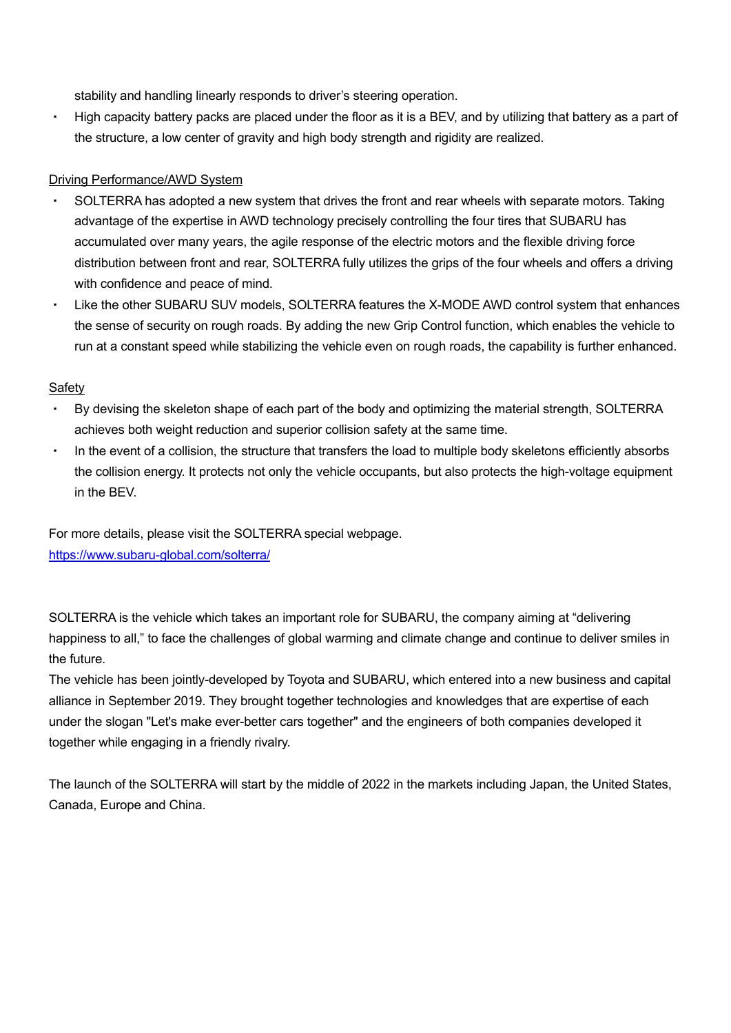stability and handling linearly responds to driver's steering operation.

- High capacity battery packs are placed under the floor as it is a BEV, and by utilizing that battery as a part of the structure, a low center of gravity and high body strength and rigidity are realized.

<u>Driving Performance/AWD System</u>

- SOLTERRA has adopted a new system that drives the front and rear wheels with separate motors. Taking advantage of the expertise in AWD technology precisely controlling the four tires that SUBARU has accumulated over many years, the agile response of the electric motors and the flexible driving force distribution between front and rear, SOLTERRA fully utilizes the grips of the four wheels and offers a driving with confidence and peace of mind.
- Like the other SUBARU SUV models, SOLTERRA features the X-MODE AWD control system that enhances the sense of security on rough roads. By adding the new Grip Control function, which enables the vehicle to run at a constant speed while stabilizing the vehicle even on rough roads, the capability is further enhanced.

<u>Safety</u>

- By devising the skeleton shape of each part of the body and optimizing the material strength, SOLTERRA achieves both weight reduction and superior collision safety at the same time.
- In the event of a collision, the structure that transfers the load to multiple body skeletons efficiently absorbs the collision energy. It protects not only the vehicle occupants, but also protects the high-voltage equipment in the BEV.

For more details, please visit the SOLTERRA special webpage.
https://www.subaru-global.com/solterra/

SOLTERRA is the vehicle which takes an important role for SUBARU, the company aiming at "delivering happiness to all," to face the challenges of global warming and climate change and continue to deliver smiles in the future.
The vehicle has been jointly-developed by Toyota and SUBARU, which entered into a new business and capital alliance in September 2019. They brought together technologies and knowledges that are expertise of each under the slogan "Let's make ever-better cars together" and the engineers of both companies developed it together while engaging in a friendly rivalry.

The launch of the SOLTERRA will start by the middle of 2022 in the markets including Japan, the United States, Canada, Europe and China.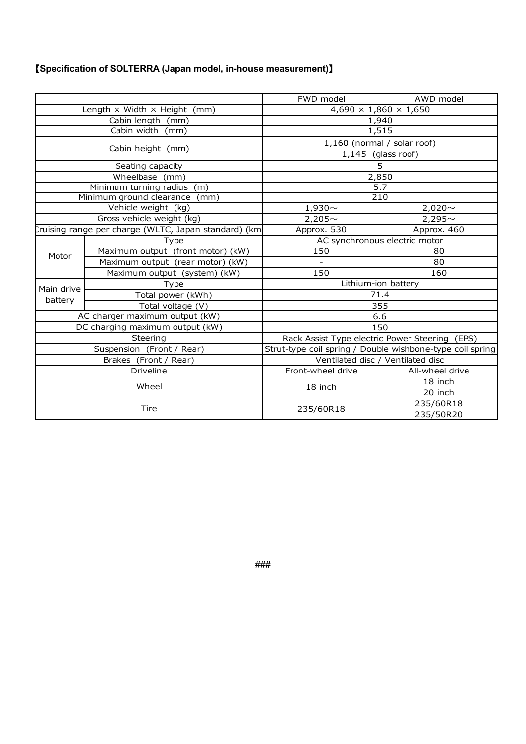【Specification of SOLTERRA (Japan model, in-house measurement)】

| | | FWD model | AWD model |
|---|---|---|---|
| Length × Width × Height (mm) | | 4,690 × 1,860 × 1,650 | |
| Cabin length (mm) | | 1,940 | |
| Cabin width (mm) | | 1,515 | |
| Cabin height (mm) | | 1,160 (normal / solar roof)<br>1,145 (glass roof) | |
| Seating capacity | | 5 | |
| Wheelbase (mm) | | 2,850 | |
| Minimum turning radius (m) | | 5.7 | |
| Minimum ground clearance (mm) | | 210 | |
| Vehicle weight (kg) | | 1,930～ | 2,020～ |
| Gross vehicle weight (kg) | | 2,205～ | 2,295～ |
| Cruising range per charge (WLTC, Japan standard) (km) | | Approx. 530 | Approx. 460 |
| Motor | Type | AC synchronous electric motor | |
| | Maximum output (front motor) (kW) | 150 | 80 |
| | Maximum output (rear motor) (kW) | - | 80 |
| | Maximum output (system) (kW) | 150 | 160 |
| Main drive battery | Type | Lithium-ion battery | |
| | Total power (kWh) | 71.4 | |
| | Total voltage (V) | 355 | |
| AC charger maximum output (kW) | | 6.6 | |
| DC charging maximum output (kW) | | 150 | |
| Steering | | Rack Assist Type electric Power Steering (EPS) | |
| Suspension (Front / Rear) | | Strut-type coil spring / Double wishbone-type coil spring | |
| Brakes (Front / Rear) | | Ventilated disc / Ventilated disc | |
| Driveline | | Front-wheel drive | All-wheel drive |
| Wheel | | 18 inch | 18 inch<br>20 inch |
| Tire | | 235/60R18 | 235/60R18<br>235/50R20 |

###